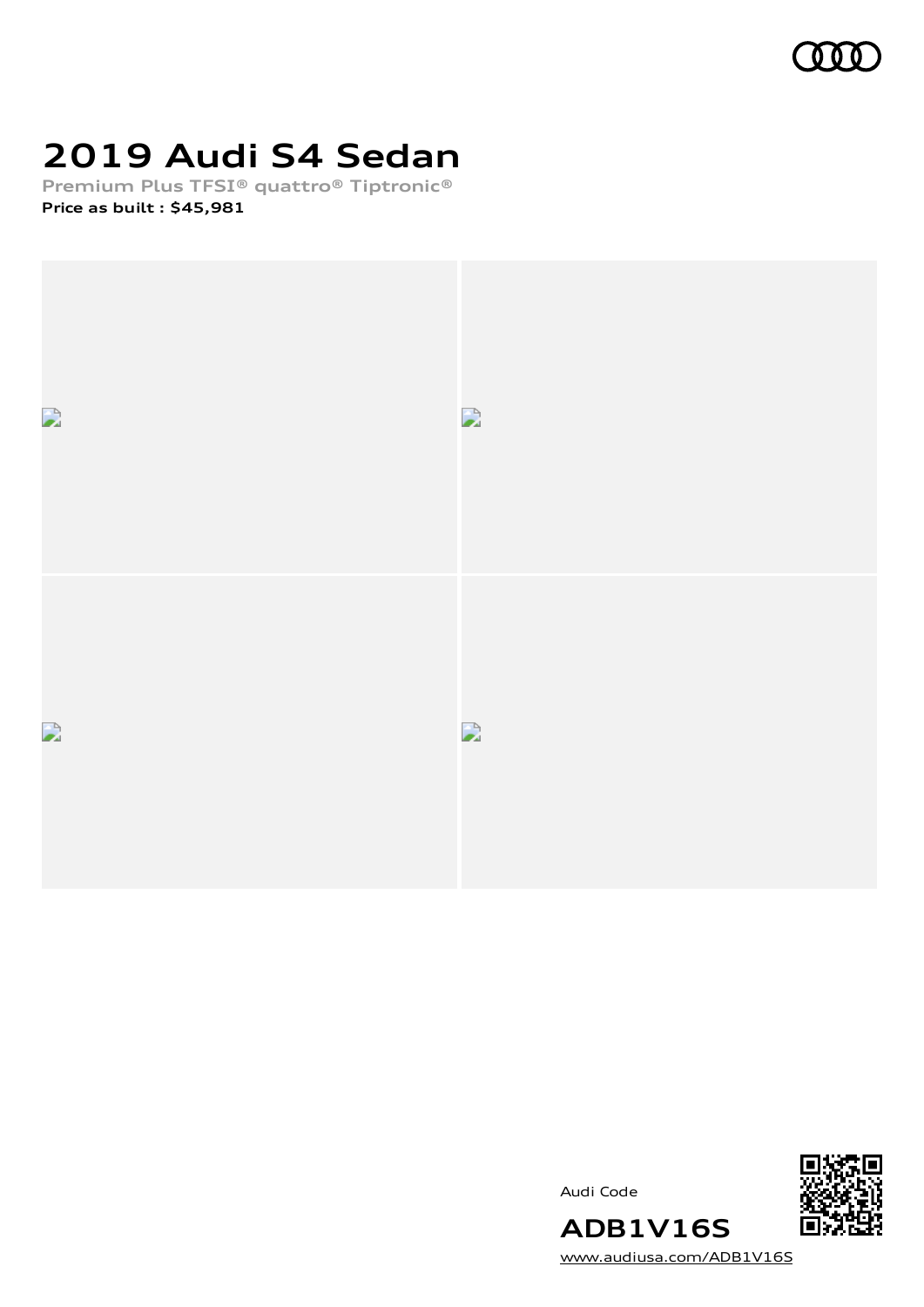# 2019 Audi S4 Sedan

**Premium Plus TFSI® quattro® Tiptronic®**

**Price as built : $45,981**

Audi Code

**ADB1V16S**

www.audiusa.com/ADB1V16S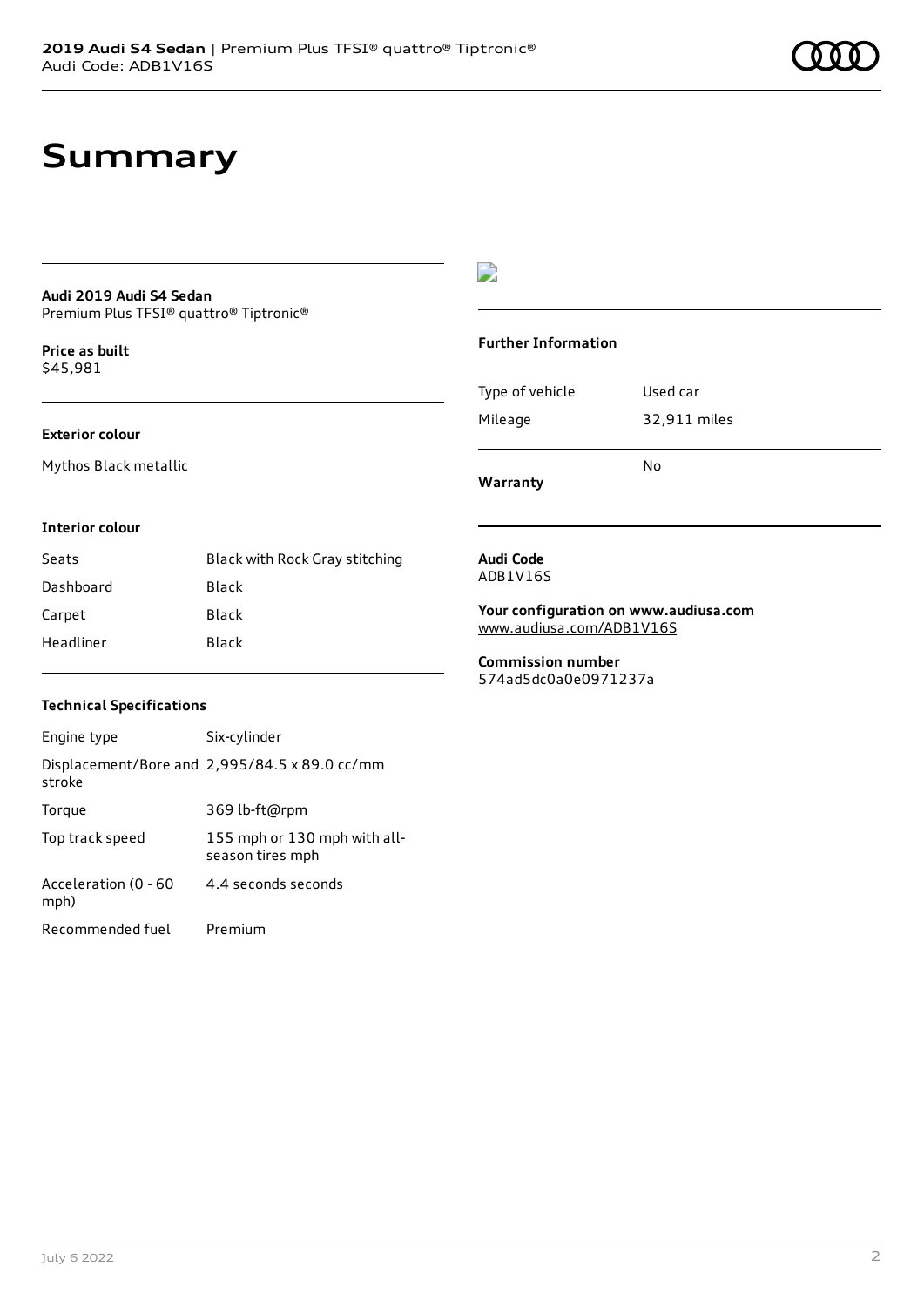# Summary

**Audi 2019 Audi S4 Sedan**
Premium Plus TFSI® quattro® Tiptronic®

**Price as built**
$45,981

**Exterior colour**

Mythos Black metallic

**Interior colour**

| Seats | Black with Rock Gray stitching |
| --- | --- |
| Dashboard | Black |
| Carpet | Black |
| Headliner | Black |

**Technical Specifications**

| Engine type | Six-cylinder |
| --- | --- |
| Displacement/Bore and stroke | 2,995/84.5 x 89.0 cc/mm |
| Torque | 369 lb-ft@rpm |
| Top track speed | 155 mph or 130 mph with all-season tires mph |
| Acceleration (0 - 60 mph) | 4.4 seconds seconds |
| Recommended fuel | Premium |

**Further Information**

| Type of vehicle | Used car |
| --- | --- |
| Mileage | 32,911 miles |
| **Warranty** | No |

**Audi Code**
ADB1V16S

**Your configuration on www.audiusa.com**
www.audiusa.com/ADB1V16S

**Commission number**
574ad5dc0a0e0971237a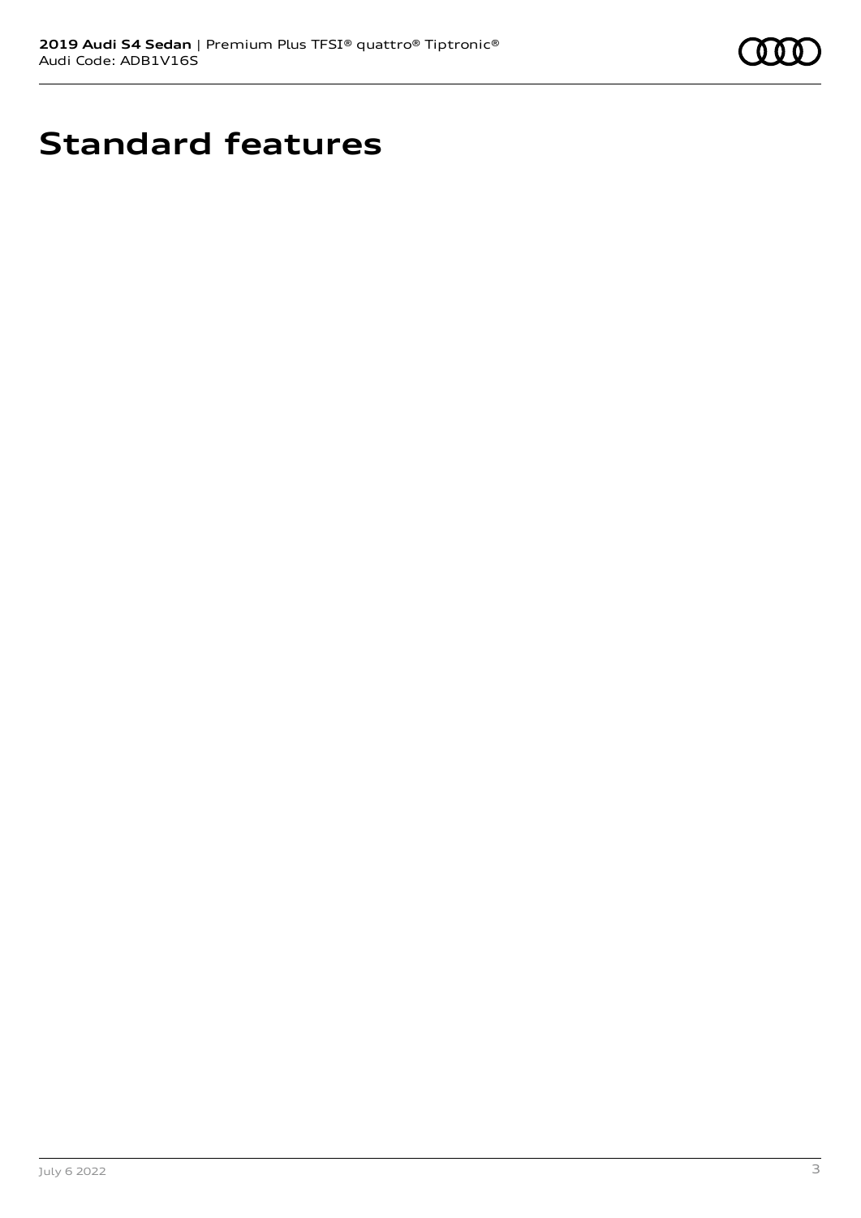# Standard features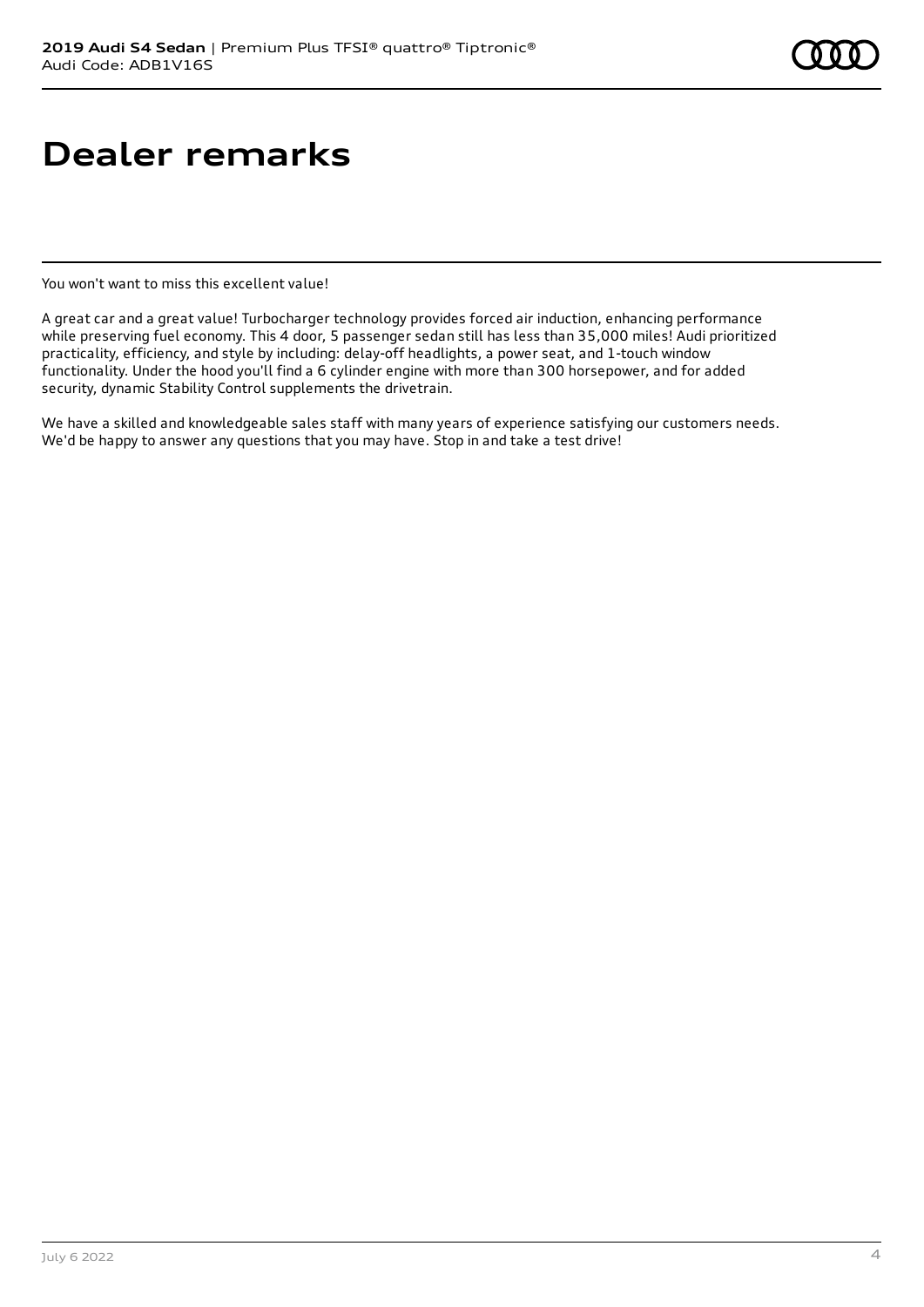# Dealer remarks

You won't want to miss this excellent value!

A great car and a great value! Turbocharger technology provides forced air induction, enhancing performance while preserving fuel economy. This 4 door, 5 passenger sedan still has less than 35,000 miles! Audi prioritized practicality, efficiency, and style by including: delay-off headlights, a power seat, and 1-touch window functionality. Under the hood you'll find a 6 cylinder engine with more than 300 horsepower, and for added security, dynamic Stability Control supplements the drivetrain.

We have a skilled and knowledgeable sales staff with many years of experience satisfying our customers needs. We'd be happy to answer any questions that you may have. Stop in and take a test drive!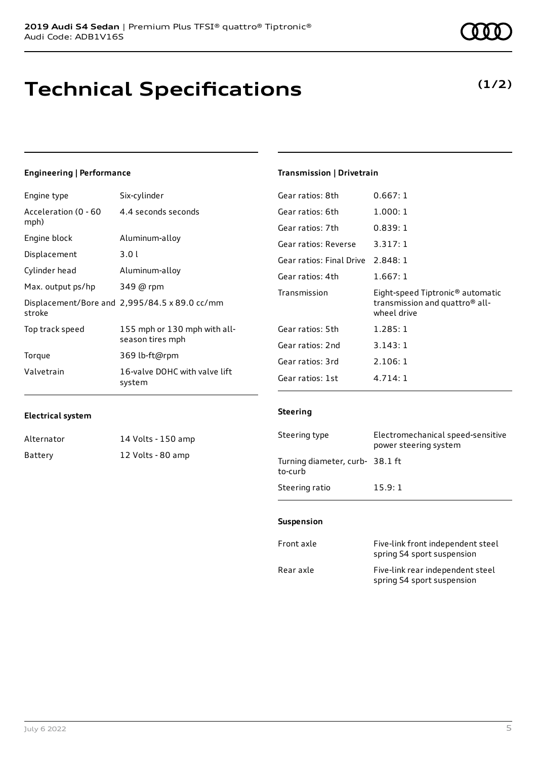# Technical Specifications

**(1/2)**

### Engineering | Performance

| | |
|---|---|
| Engine type | Six-cylinder |
| Acceleration (0 - 60 mph) | 4.4 seconds seconds |
| Engine block | Aluminum-alloy |
| Displacement | 3.0 l |
| Cylinder head | Aluminum-alloy |
| Max. output ps/hp | 349 @ rpm |
| Displacement/Bore and stroke | 2,995/84.5 x 89.0 cc/mm |
| Top track speed | 155 mph or 130 mph with all-season tires mph |
| Torque | 369 lb-ft@rpm |
| Valvetrain | 16-valve DOHC with valve lift system |

### Electrical system

| | |
|---|---|
| Alternator | 14 Volts - 150 amp |
| Battery | 12 Volts - 80 amp |

### Transmission | Drivetrain

| | |
|---|---|
| Gear ratios: 8th | 0.667: 1 |
| Gear ratios: 6th | 1.000: 1 |
| Gear ratios: 7th | 0.839: 1 |
| Gear ratios: Reverse | 3.317: 1 |
| Gear ratios: Final Drive | 2.848: 1 |
| Gear ratios: 4th | 1.667: 1 |
| Transmission | Eight-speed Tiptronic® automatic transmission and quattro® all-wheel drive |
| Gear ratios: 5th | 1.285: 1 |
| Gear ratios: 2nd | 3.143: 1 |
| Gear ratios: 3rd | 2.106: 1 |
| Gear ratios: 1st | 4.714: 1 |

### Steering

| | |
|---|---|
| Steering type | Electromechanical speed-sensitive power steering system |
| Turning diameter, curb-to-curb | 38.1 ft |
| Steering ratio | 15.9: 1 |

### Suspension

| | |
|---|---|
| Front axle | Five-link front independent steel spring S4 sport suspension |
| Rear axle | Five-link rear independent steel spring S4 sport suspension |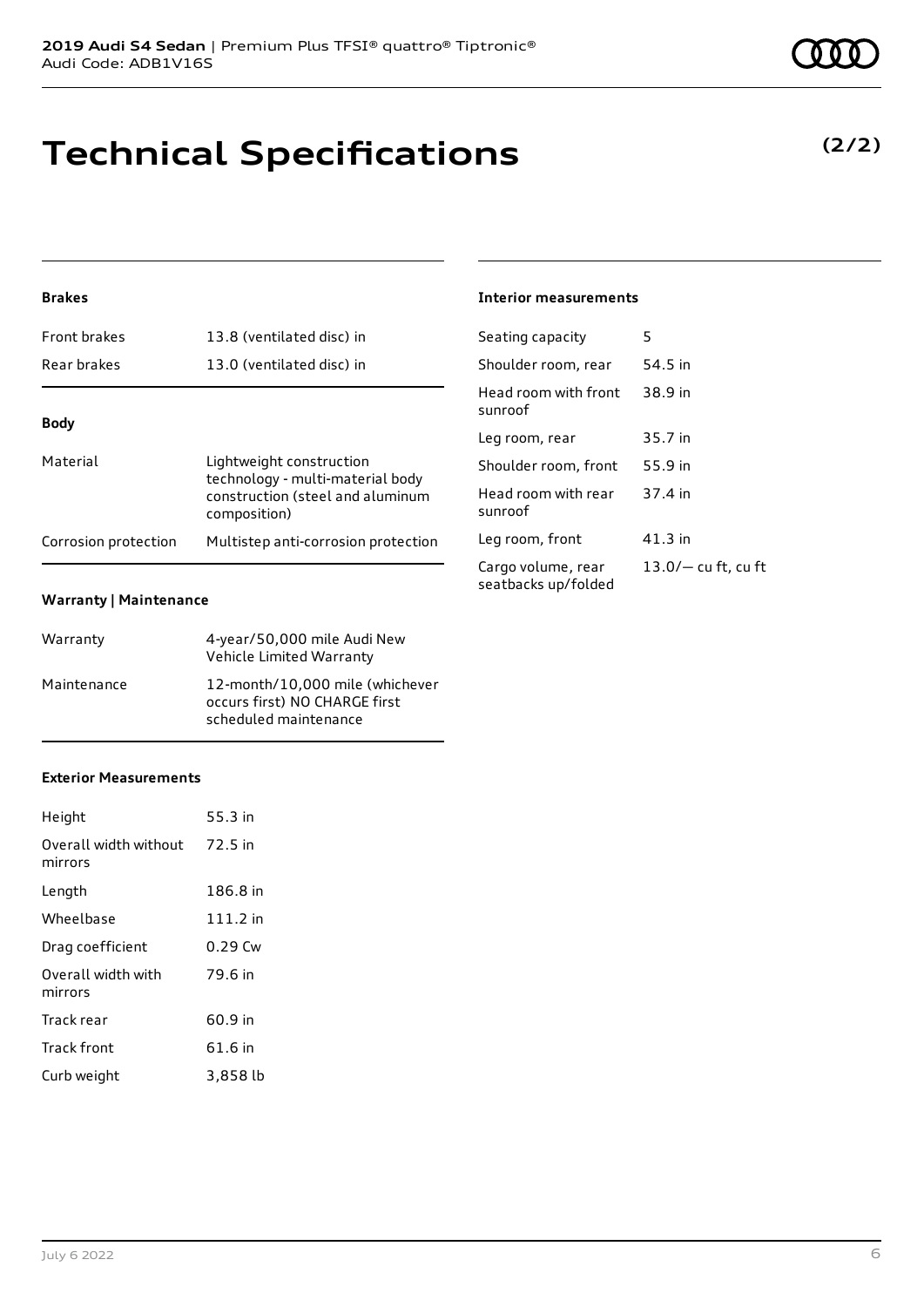# Technical Specifications

**(2/2)**

### Brakes

| | |
|---|---|
| Front brakes | 13.8 (ventilated disc) in |
| Rear brakes | 13.0 (ventilated disc) in |

### Body

| | |
|---|---|
| Material | Lightweight construction technology - multi-material body construction (steel and aluminum composition) |
| Corrosion protection | Multistep anti-corrosion protection |

### Warranty | Maintenance

| | |
|---|---|
| Warranty | 4-year/50,000 mile Audi New Vehicle Limited Warranty |
| Maintenance | 12-month/10,000 mile (whichever occurs first) NO CHARGE first scheduled maintenance |

### Exterior Measurements

| | |
|---|---|
| Height | 55.3 in |
| Overall width without mirrors | 72.5 in |
| Length | 186.8 in |
| Wheelbase | 111.2 in |
| Drag coefficient | 0.29 Cw |
| Overall width with mirrors | 79.6 in |
| Track rear | 60.9 in |
| Track front | 61.6 in |
| Curb weight | 3,858 lb |

### Interior measurements

| | |
|---|---|
| Seating capacity | 5 |
| Shoulder room, rear | 54.5 in |
| Head room with front sunroof | 38.9 in |
| Leg room, rear | 35.7 in |
| Shoulder room, front | 55.9 in |
| Head room with rear sunroof | 37.4 in |
| Leg room, front | 41.3 in |
| Cargo volume, rear seatbacks up/folded | 13.0/— cu ft, cu ft |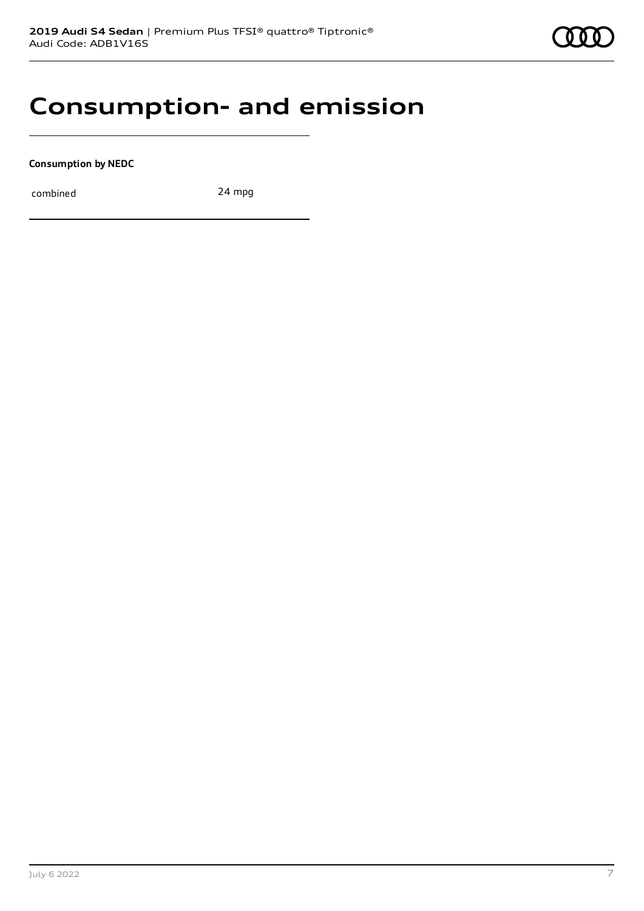# Consumption- and emission

**Consumption by NEDC**

| combined | 24 mpg |
| --- | --- |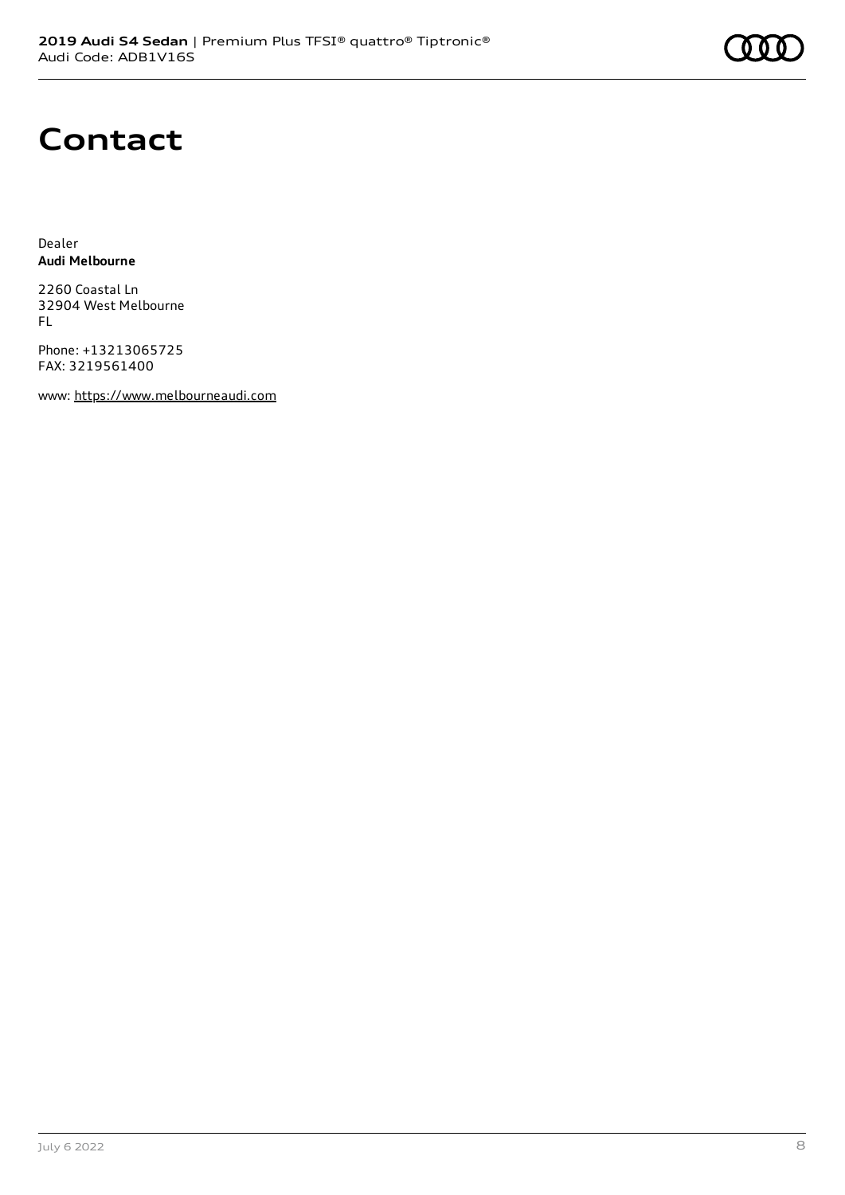# Contact

Dealer
**Audi Melbourne**

2260 Coastal Ln
32904 West Melbourne
FL

Phone: +13213065725
FAX: 3219561400

www: https://www.melbourneaudi.com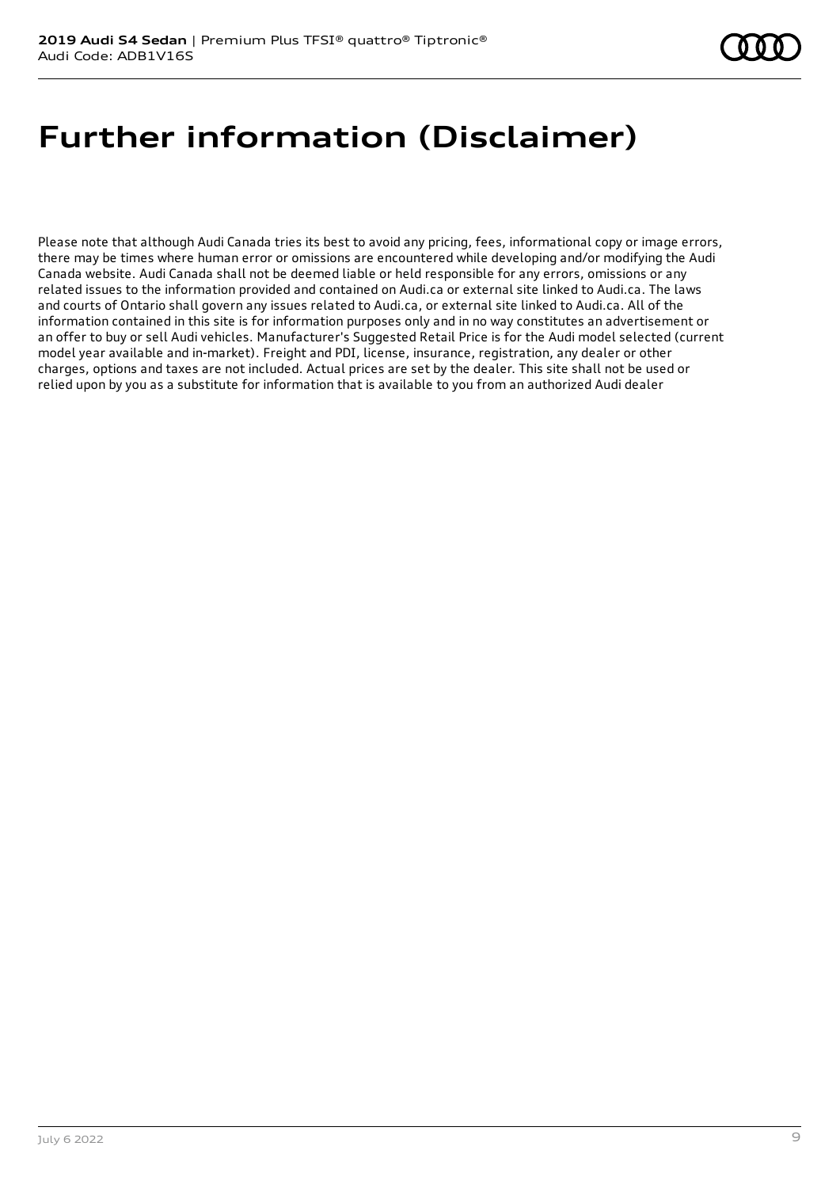# Further information (Disclaimer)

Please note that although Audi Canada tries its best to avoid any pricing, fees, informational copy or image errors, there may be times where human error or omissions are encountered while developing and/or modifying the Audi Canada website. Audi Canada shall not be deemed liable or held responsible for any errors, omissions or any related issues to the information provided and contained on Audi.ca or external site linked to Audi.ca. The laws and courts of Ontario shall govern any issues related to Audi.ca, or external site linked to Audi.ca. All of the information contained in this site is for information purposes only and in no way constitutes an advertisement or an offer to buy or sell Audi vehicles. Manufacturer's Suggested Retail Price is for the Audi model selected (current model year available and in-market). Freight and PDI, license, insurance, registration, any dealer or other charges, options and taxes are not included. Actual prices are set by the dealer. This site shall not be used or relied upon by you as a substitute for information that is available to you from an authorized Audi dealer